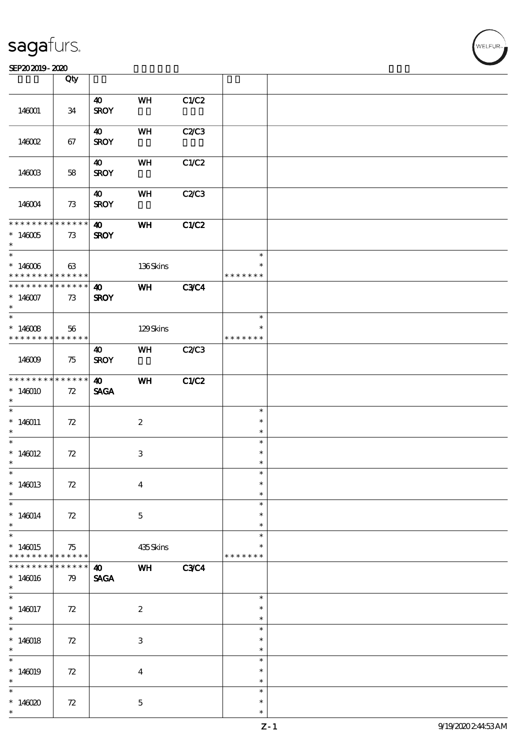| | Qty | | | | | |
|---|---|---|---|---|---|---|
| 146001 | 34 | 40 SROY | WH | C1/C2 | | |
| 146002 | 67 | 40 SROY | WH | C2/C3 | | |
| 146003 | 58 | 40 SROY | WH | C1/C2 | | |
| 146004 | 73 | 40 SROY | WH | C2/C3 | | |
| * * * * * * * * * * * * * * <br>* 146005<br>* | 73 | 40 SROY | WH | C1/C2 | | |
| *<br>* 146006<br>* * * * * * * * * * * * * * | 63 | | 136 Skins | | *<br>*<br>* * * * * * * | |
| * * * * * * * * * * * * * * <br>* 146007<br>* | 73 | 40 SROY | WH | C3/C4 | | |
| *<br>* 146008<br>* * * * * * * * * * * * * * | 56 | | 129 Skins | | *<br>*<br>* * * * * * * | |
| 146009 | 75 | 40 SROY | WH | C2/C3 | | |
| * * * * * * * * * * * * * * <br>* 146010<br>* | 72 | 40 SAGA | WH | C1/C2 | | |
| *<br>* 146011<br>* | 72 | | 2 | | *<br>*<br>* | |
| *<br>* 146012<br>* | 72 | | 3 | | *<br>*<br>* | |
| *<br>* 146013<br>* | 72 | | 4 | | *<br>*<br>* | |
| *<br>* 146014<br>* | 72 | | 5 | | *<br>*<br>* | |
| *<br>* 146015<br>* * * * * * * * * * * * * * | 75 | | 435 Skins | | *<br>*<br>* * * * * * * | |
| * * * * * * * * * * * * * * <br>* 146016<br>* | 79 | 40 SAGA | WH | C3/C4 | | |
| *<br>* 146017<br>* | 72 | | 2 | | *<br>*<br>* | |
| *<br>* 146018<br>* | 72 | | 3 | | *<br>*<br>* | |
| *<br>* 146019<br>* | 72 | | 4 | | *<br>*<br>* | |
| *<br>* 146020<br>* | 72 | | 5 | | *<br>*<br>* | |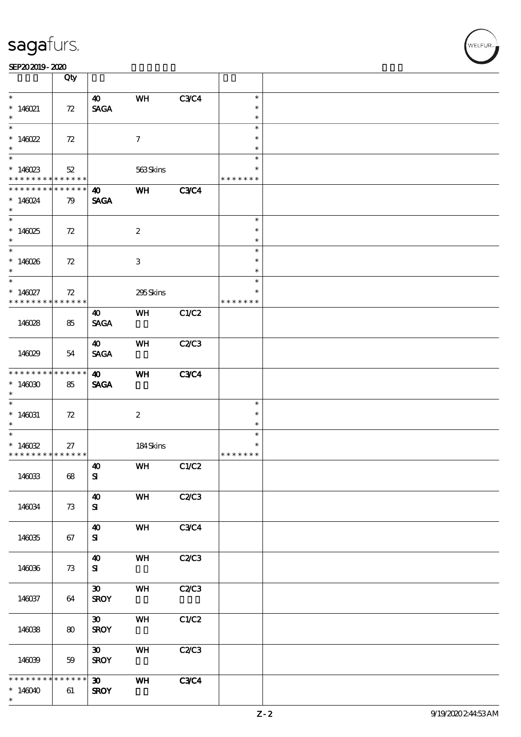| | Qty | | | | | |
|---|---|---|---|---|---|---|
| * <br> * 146021 <br> * | 72 | 40 <br> SAGA | WH | C3/C4 | * <br> * <br> * | |
| * <br> * 146022 <br> * | 72 | | 7 | | * <br> * <br> * | |
| * <br> * 146023 <br> * * * * * * * * * * * * * * | 52 | | 563 Skins | | * <br> * <br> * * * * * * * | |
| * * * * * * * * * * * * * * <br> * 146024 <br> * | 79 | 40 <br> SAGA | WH | C3/C4 | | |
| * <br> * 146025 <br> * | 72 | | 2 | | * <br> * <br> * | |
| * <br> * 146026 <br> * | 72 | | 3 | | * <br> * <br> * | |
| * <br> * 146027 <br> * * * * * * * * * * * * * * | 72 | | 295 Skins | | * <br> * <br> * * * * * * * | |
| 146028 | 85 | 40 <br> SAGA | WH | C1/C2 | | |
| 146029 | 54 | 40 <br> SAGA | WH | C2/C3 | | |
| * * * * * * * * * * * * * * <br> * 146030 <br> * | 85 | 40 <br> SAGA | WH | C3/C4 | | |
| * <br> * 146031 <br> * | 72 | | 2 | | * <br> * <br> * | |
| * <br> * 146032 <br> * * * * * * * * * * * * * * | 27 | | 184 Skins | | * <br> * <br> * * * * * * * | |
| 146033 | 68 | 40 <br> SI | WH | C1/C2 | | |
| 146034 | 73 | 40 <br> SI | WH | C2/C3 | | |
| 146035 | 67 | 40 <br> SI | WH | C3/C4 | | |
| 146036 | 73 | 40 <br> SI | WH | C2/C3 | | |
| 146037 | 64 | 30 <br> SROY | WH | C2/C3 | | |
| 146038 | 80 | 30 <br> SROY | WH | C1/C2 | | |
| 146039 | 59 | 30 <br> SROY | WH | C2/C3 | | |
| * * * * * * * * * * * * * * <br> * 146040 <br> * | 61 | 30 <br> SROY | WH | C3/C4 | | |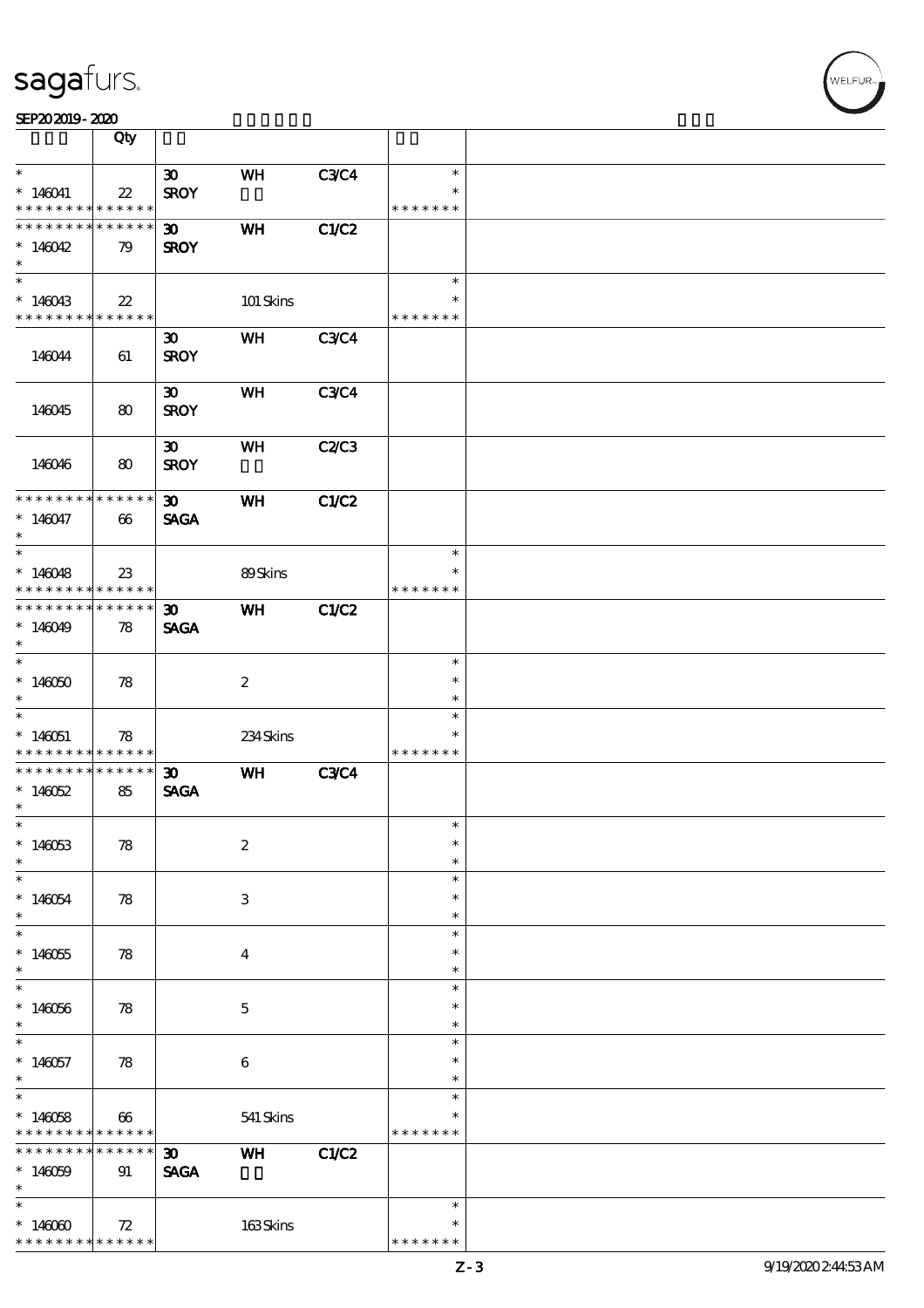| | Qty | | | | | |
|---|---|---|---|---|---|---|
| * | | 30 | WH | C3/C4 | * | |
| * 146041 | 22 | SROY | | | * | |
| * * * * * * * * * * * * * * | | | | | * * * * * * * | |
| * * * * * * * * * * * * * * | | 30 | WH | C1/C2 | | |
| * 146042 | 79 | SROY | | | | |
| * | | | | | | |
| * | | | | | * | |
| * 146043 | 22 | | 101 Skins | | * | |
| * * * * * * * * * * * * * * | | | | | * * * * * * * | |
| | | 30 | WH | C3/C4 | | |
| 146044 | 61 | SROY | | | | |
| | | 30 | WH | C3/C4 | | |
| 146045 | 80 | SROY | | | | |
| | | 30 | WH | C2/C3 | | |
| 146046 | 80 | SROY | | | | |
| * * * * * * * * * * * * * * | | 30 | WH | C1/C2 | | |
| * 146047 | 66 | SAGA | | | | |
| * | | | | | | |
| * | | | | | * | |
| * 146048 | 23 | | 89 Skins | | * | |
| * * * * * * * * * * * * * * | | | | | * * * * * * * | |
| * * * * * * * * * * * * * * | | 30 | WH | C1/C2 | | |
| * 146049 | 78 | SAGA | | | | |
| * | | | | | | |
| * | | | | | * | |
| * 146050 | 78 | | 2 | | * | |
| * | | | | | * | |
| * | | | | | * | |
| * 146051 | 78 | | 234 Skins | | * | |
| * * * * * * * * * * * * * * | | | | | * * * * * * * | |
| * * * * * * * * * * * * * * | | 30 | WH | C3/C4 | | |
| * 146052 | 85 | SAGA | | | | |
| * | | | | | | |
| * | | | | | * | |
| * 146053 | 78 | | 2 | | * | |
| * | | | | | * | |
| * | | | | | * | |
| * 146054 | 78 | | 3 | | * | |
| * | | | | | * | |
| * | | | | | * | |
| * 146055 | 78 | | 4 | | * | |
| * | | | | | * | |
| * | | | | | * | |
| * 146056 | 78 | | 5 | | * | |
| * | | | | | * | |
| * | | | | | * | |
| * 146057 | 78 | | 6 | | * | |
| * | | | | | * | |
| * | | | | | * | |
| * 146058 | 66 | | 541 Skins | | * | |
| * * * * * * * * * * * * * * | | | | | * * * * * * * | |
| * * * * * * * * * * * * * * | | 30 | WH | C1/C2 | | |
| * 146059 | 91 | SAGA | | | | |
| * | | | | | | |
| * | | | | | * | |
| * 146060 | 72 | | 163 Skins | | * | |
| * * * * * * * * * * * * * * | | | | | * * * * * * * | |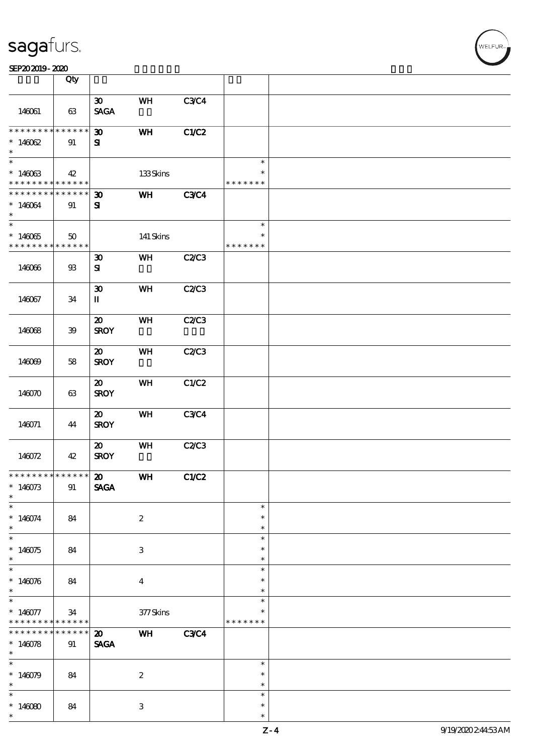| | Qty | | | | | |
|---|---|---|---|---|---|---|
| 146061 | 63 | 30<br>SAGA | WH | C3/C4 | | |
| * * * * * * * * * * * * * *<br>* 146062<br>* | 91 | 30<br>SI | WH | C1/C2 | | |
| *<br>* 146063<br>* * * * * * * * * * * * * * | 42 | | 133 Skins | | *<br>*<br>* * * * * * * | |
| * * * * * * * * * * * * * *<br>* 146064<br>* | 91 | 30<br>SI | WH | C3/C4 | | |
| *<br>* 146065<br>* * * * * * * * * * * * * * | 50 | | 141 Skins | | *<br>*<br>* * * * * * * | |
| 146066 | 93 | 30<br>SI | WH | C2/C3 | | |
| 146067 | 34 | 30<br>II | WH | C2/C3 | | |
| 146068 | 39 | 20<br>SROY | WH | C2/C3 | | |
| 146069 | 58 | 20<br>SROY | WH | C2/C3 | | |
| 146070 | 63 | 20<br>SROY | WH | C1/C2 | | |
| 146071 | 44 | 20<br>SROY | WH | C3/C4 | | |
| 146072 | 42 | 20<br>SROY | WH | C2/C3 | | |
| * * * * * * * * * * * * * *<br>* 146073<br>* | 91 | 20<br>SAGA | WH | C1/C2 | | |
| *<br>* 146074<br>* | 84 | | 2 | | *<br>*<br>* | |
| *<br>* 146075<br>* | 84 | | 3 | | *<br>*<br>* | |
| *<br>* 146076<br>* | 84 | | 4 | | *<br>*<br>* | |
| *<br>* 146077<br>* * * * * * * * * * * * * * | 34 | | 377 Skins | | *<br>*<br>* * * * * * * | |
| * * * * * * * * * * * * * *<br>* 146078<br>* | 91 | 20<br>SAGA | WH | C3/C4 | | |
| *<br>* 146079<br>* | 84 | | 2 | | *<br>*<br>* | |
| *<br>* 146080<br>* | 84 | | 3 | | *<br>*<br>* | |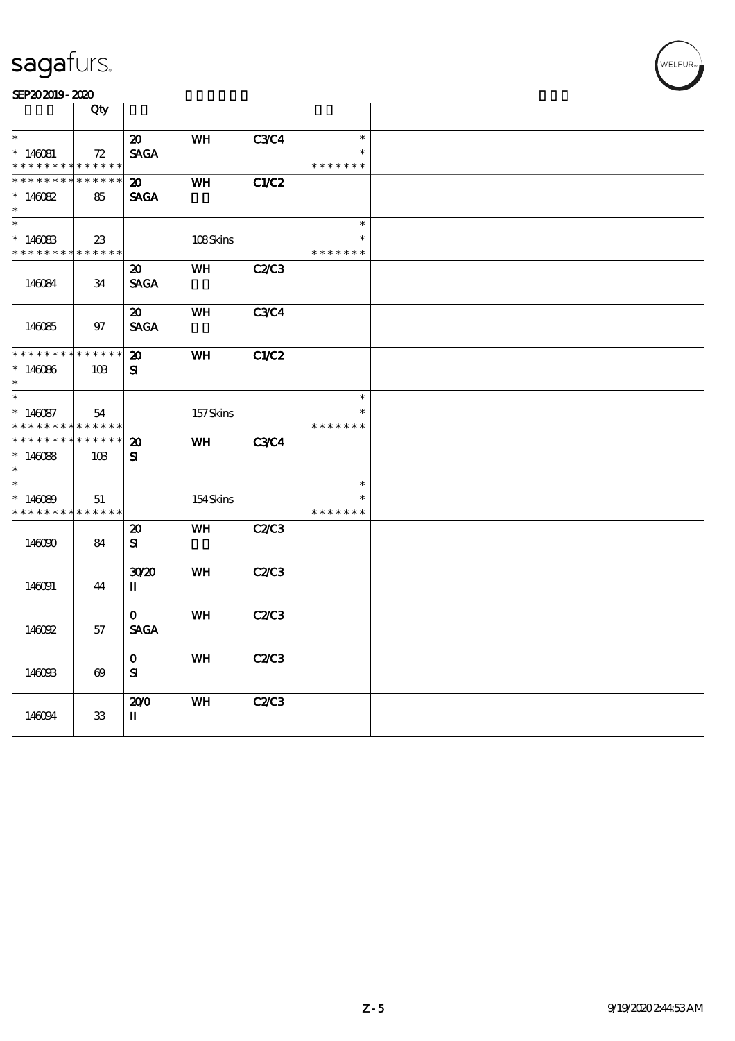sagafurs.

SEP20 2019 - 2020

| | Qty | | | | | |
|---|---|---|---|---|---|---|
| * | | 20 | WH | C3/C4 | * | |
| * 146081 | 72 | SAGA | | | * | |
| * * * * * * * * * * * * * * | | | | | * * * * * * * | |
| * * * * * * * * * * * * * * | | 20 | WH | C1/C2 | | |
| * 146082 | 85 | SAGA | | | | |
| * | | | | | | |
| * | | | | | * | |
| * 146083 | 23 | | 108 Skins | | * | |
| * * * * * * * * * * * * * * | | | | | * * * * * * * | |
| 146084 | 34 | 20 SAGA | WH | C2/C3 | | |
| 146085 | 97 | 20 SAGA | WH | C3/C4 | | |
| * * * * * * * * * * * * * * | | 20 | WH | C1/C2 | | |
| * 146086 | 103 | SI | | | | |
| * | | | | | | |
| * | | | | | * | |
| * 146087 | 54 | | 157 Skins | | * | |
| * * * * * * * * * * * * * * | | | | | * * * * * * * | |
| * * * * * * * * * * * * * * | | 20 | WH | C3/C4 | | |
| * 146088 | 103 | SI | | | | |
| * | | | | | | |
| * | | | | | * | |
| * 146089 | 51 | | 154 Skins | | * | |
| * * * * * * * * * * * * * * | | | | | * * * * * * * | |
| 146090 | 84 | 20 SI | WH | C2/C3 | | |
| 146091 | 44 | 30/20 II | WH | C2/C3 | | |
| 146092 | 57 | 0 SAGA | WH | C2/C3 | | |
| 146093 | 69 | 0 SI | WH | C2/C3 | | |
| 146094 | 33 | 20/0 II | WH | C2/C3 | | |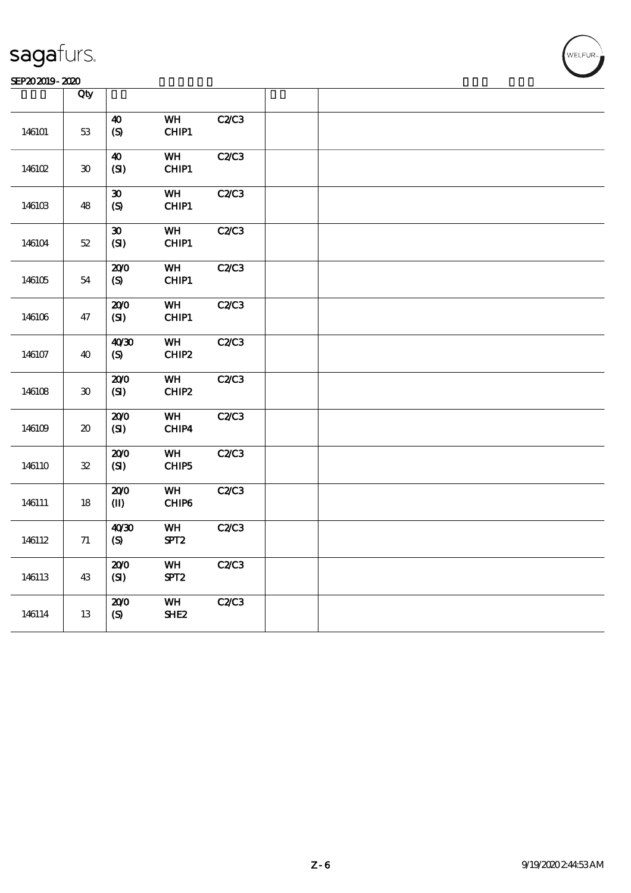# sagafurs.

SEP20 2019 - 2020

| | Qty | | | | | |
|---|---|---|---|---|---|---|
| 146101 | 53 | 40 (S) | WH CHIP1 | C2/C3 | | |
| 146102 | 30 | 40 (SI) | WH CHIP1 | C2/C3 | | |
| 146103 | 48 | 30 (S) | WH CHIP1 | C2/C3 | | |
| 146104 | 52 | 30 (SI) | WH CHIP1 | C2/C3 | | |
| 146105 | 54 | 20/0 (S) | WH CHIP1 | C2/C3 | | |
| 146106 | 47 | 20/0 (SI) | WH CHIP1 | C2/C3 | | |
| 146107 | 40 | 40/30 (S) | WH CHIP2 | C2/C3 | | |
| 146108 | 30 | 20/0 (SI) | WH CHIP2 | C2/C3 | | |
| 146109 | 20 | 20/0 (SI) | WH CHIP4 | C2/C3 | | |
| 146110 | 32 | 20/0 (SI) | WH CHIP5 | C2/C3 | | |
| 146111 | 18 | 20/0 (II) | WH CHIP6 | C2/C3 | | |
| 146112 | 71 | 40/30 (S) | WH SPT2 | C2/C3 | | |
| 146113 | 43 | 20/0 (SI) | WH SPT2 | C2/C3 | | |
| 146114 | 13 | 20/0 (S) | WH SHE2 | C2/C3 | | |

Z - 6

9/19/2020 2:44:53 AM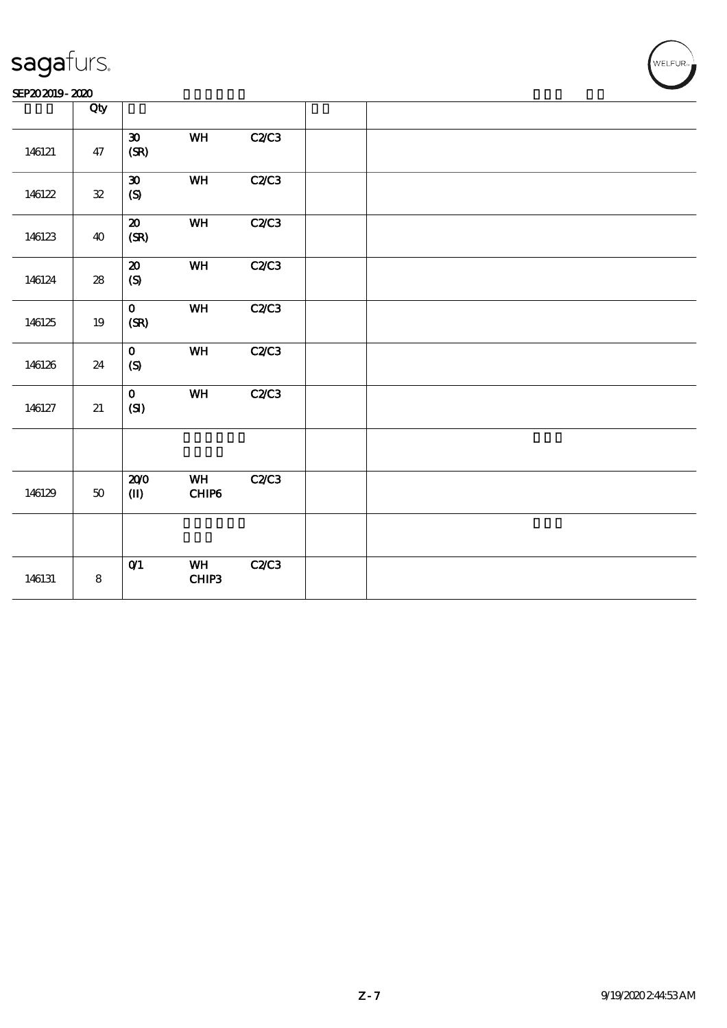| | Qty | | | | | |
|---|---|---|---|---|---|---|
| 146121 | 47 | 30 (SR) | WH | C2/C3 | | |
| 146122 | 32 | 30 (S) | WH | C2/C3 | | |
| 146123 | 40 | 20 (SR) | WH | C2/C3 | | |
| 146124 | 28 | 20 (S) | WH | C2/C3 | | |
| 146125 | 19 | 0 (SR) | WH | C2/C3 | | |
| 146126 | 24 | 0 (S) | WH | C2/C3 | | |
| 146127 | 21 | 0 (SI) | WH | C2/C3 | | |
| | | | | | | |
| 146129 | 50 | 20/0 (II) | WH CHIP6 | C2/C3 | | |
| | | | | | | |
| 146131 | 8 | 0/1 | WH CHIP3 | C2/C3 | | |